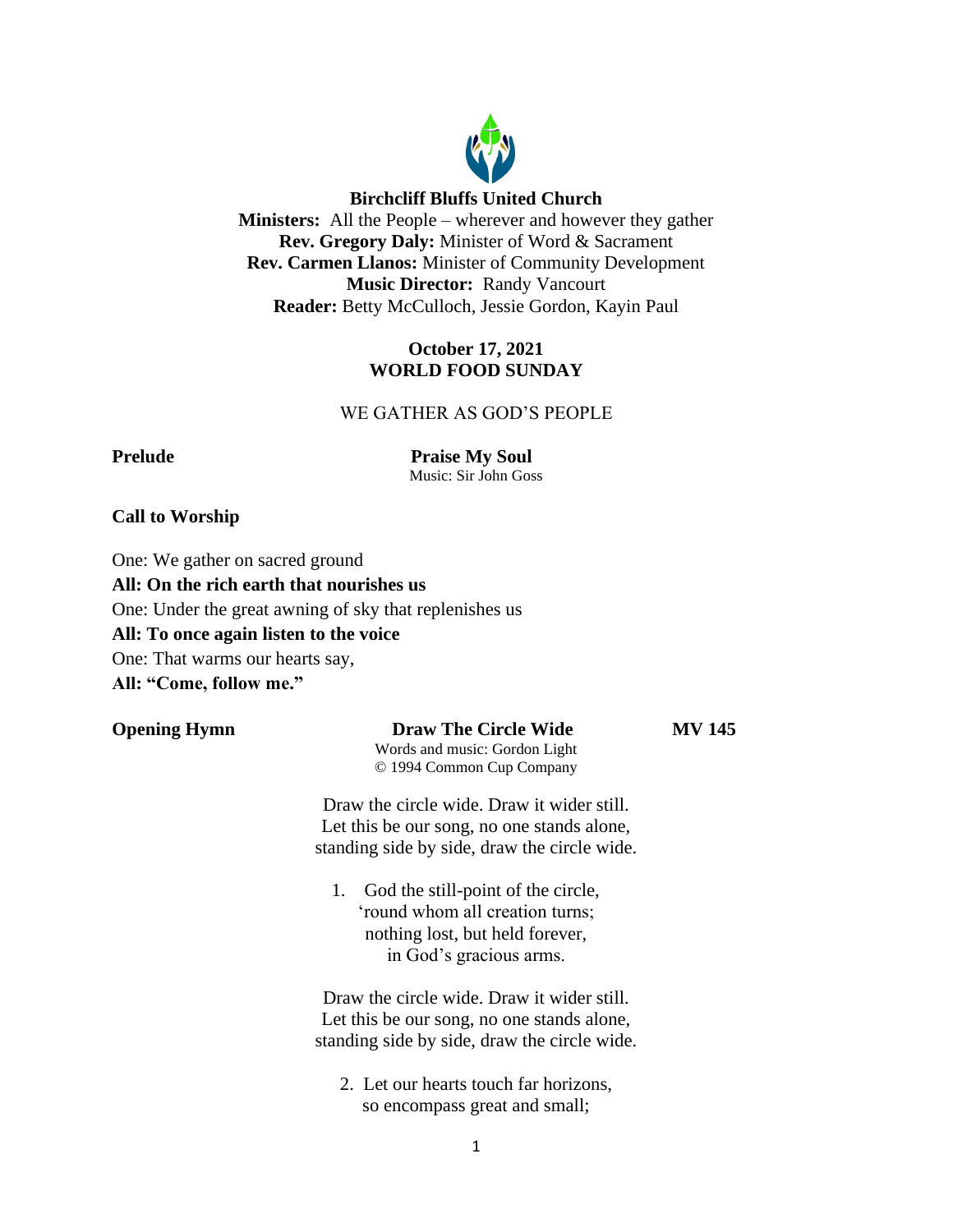# Birchcliff Bluffs United Church

**Ministers:** All the People – wherever and however they gather
**Rev. Gregory Daly:** Minister of Word & Sacrament
**Rev. Carmen Llanos:** Minister of Community Development
**Music Director:** Randy Vancourt
**Reader:** Betty McCulloch, Jessie Gordon, Kayin Paul

**October 17, 2021**
**WORLD FOOD SUNDAY**

## WE GATHER AS GOD'S PEOPLE

**Prelude** — **Praise My Soul**
Music: Sir John Goss

**Call to Worship**

One: We gather on sacred ground
**All: On the rich earth that nourishes us**
One: Under the great awning of sky that replenishes us
**All: To once again listen to the voice**
One: That warms our hearts say,
**All: "Come, follow me."**

**Opening Hymn** — **Draw The Circle Wide** — **MV 145**
Words and music: Gordon Light
© 1994 Common Cup Company

Draw the circle wide. Draw it wider still.
Let this be our song, no one stands alone,
standing side by side, draw the circle wide.

1. God the still-point of the circle,
'round whom all creation turns;
nothing lost, but held forever,
in God's gracious arms.

Draw the circle wide. Draw it wider still.
Let this be our song, no one stands alone,
standing side by side, draw the circle wide.

2. Let our hearts touch far horizons,
so encompass great and small;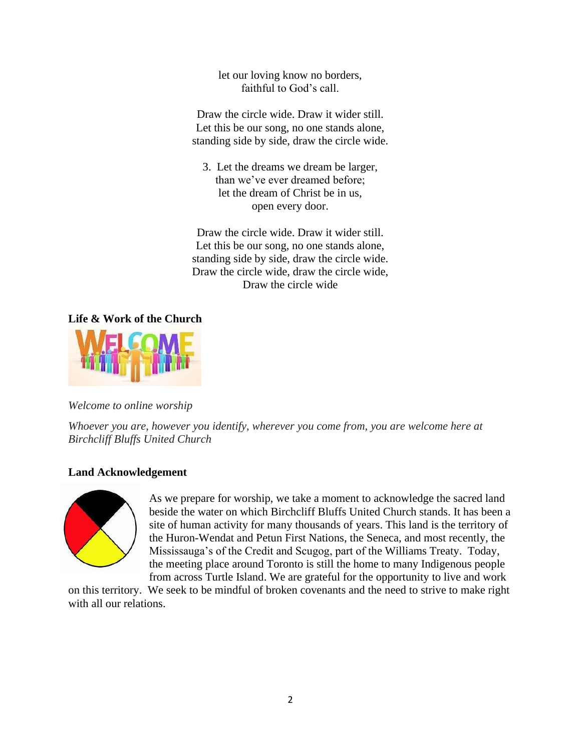let our loving know no borders,
faithful to God's call.

Draw the circle wide. Draw it wider still.
Let this be our song, no one stands alone,
standing side by side, draw the circle wide.

3. Let the dreams we dream be larger,
than we've ever dreamed before;
let the dream of Christ be in us,
open every door.

Draw the circle wide. Draw it wider still.
Let this be our song, no one stands alone,
standing side by side, draw the circle wide.
Draw the circle wide, draw the circle wide,
Draw the circle wide

**Life & Work of the Church**

*Welcome to online worship*

*Whoever you are, however you identify, wherever you come from, you are welcome here at Birchcliff Bluffs United Church*

**Land Acknowledgement**

As we prepare for worship, we take a moment to acknowledge the sacred land beside the water on which Birchcliff Bluffs United Church stands. It has been a site of human activity for many thousands of years. This land is the territory of the Huron-Wendat and Petun First Nations, the Seneca, and most recently, the Mississauga's of the Credit and Scugog, part of the Williams Treaty. Today, the meeting place around Toronto is still the home to many Indigenous people from across Turtle Island. We are grateful for the opportunity to live and work on this territory. We seek to be mindful of broken covenants and the need to strive to make right with all our relations.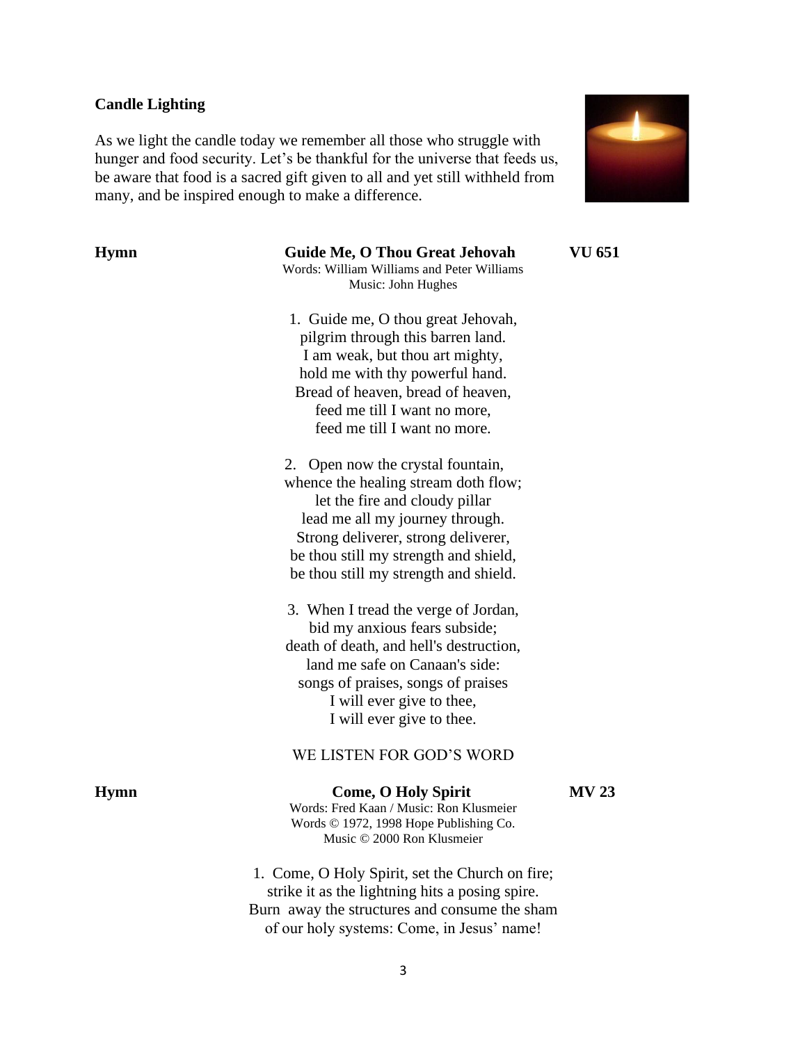**Candle Lighting**

As we light the candle today we remember all those who struggle with hunger and food security. Let's be thankful for the universe that feeds us, be aware that food is a sacred gift given to all and yet still withheld from many, and be inspired enough to make a difference.

**Hymn** **Guide Me, O Thou Great Jehovah** **VU 651**

Words: William Williams and Peter Williams
Music: John Hughes

1. Guide me, O thou great Jehovah,
pilgrim through this barren land.
I am weak, but thou art mighty,
hold me with thy powerful hand.
Bread of heaven, bread of heaven,
feed me till I want no more,
feed me till I want no more.

2. Open now the crystal fountain,
whence the healing stream doth flow;
let the fire and cloudy pillar
lead me all my journey through.
Strong deliverer, strong deliverer,
be thou still my strength and shield,
be thou still my strength and shield.

3. When I tread the verge of Jordan,
bid my anxious fears subside;
death of death, and hell's destruction,
land me safe on Canaan's side:
songs of praises, songs of praises
I will ever give to thee,
I will ever give to thee.

WE LISTEN FOR GOD'S WORD

**Hymn** **Come, O Holy Spirit** **MV 23**

Words: Fred Kaan / Music: Ron Klusmeier
Words © 1972, 1998 Hope Publishing Co.
Music © 2000 Ron Klusmeier

1. Come, O Holy Spirit, set the Church on fire;
strike it as the lightning hits a posing spire.
Burn away the structures and consume the sham
of our holy systems: Come, in Jesus' name!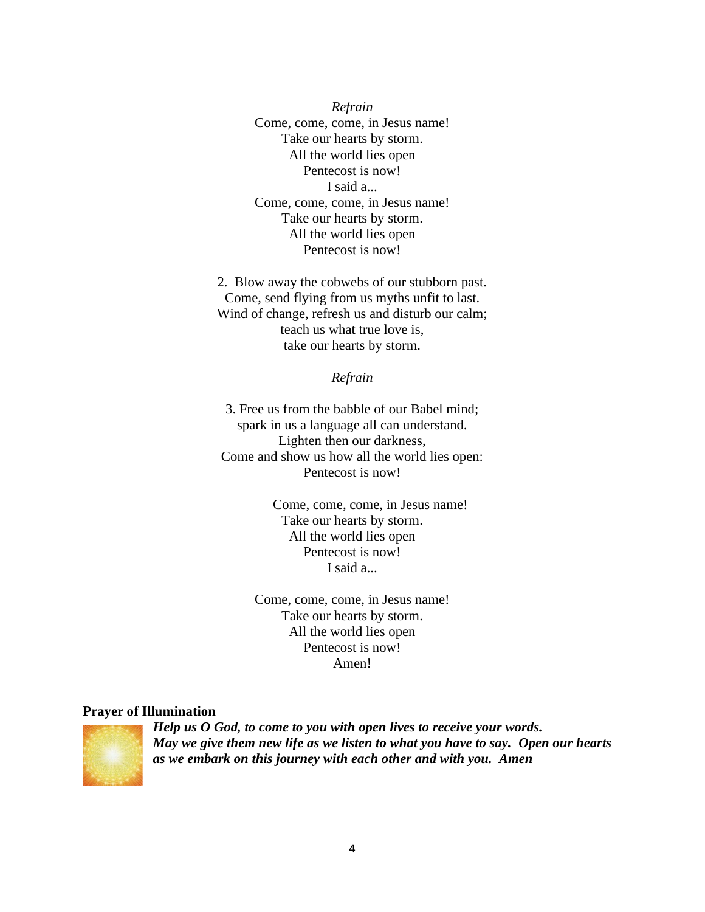*Refrain*

Come, come, come, in Jesus name!
Take our hearts by storm.
All the world lies open
Pentecost is now!
I said a...
Come, come, come, in Jesus name!
Take our hearts by storm.
All the world lies open
Pentecost is now!

2. Blow away the cobwebs of our stubborn past.
Come, send flying from us myths unfit to last.
Wind of change, refresh us and disturb our calm;
teach us what true love is,
take our hearts by storm.

*Refrain*

3. Free us from the babble of our Babel mind;
spark in us a language all can understand.
Lighten then our darkness,
Come and show us how all the world lies open:
Pentecost is now!

Come, come, come, in Jesus name!
Take our hearts by storm.
All the world lies open
Pentecost is now!
I said a...

Come, come, come, in Jesus name!
Take our hearts by storm.
All the world lies open
Pentecost is now!
Amen!

**Prayer of Illumination**

***Help us O God, to come to you with open lives to receive your words. May we give them new life as we listen to what you have to say. Open our hearts as we embark on this journey with each other and with you. Amen***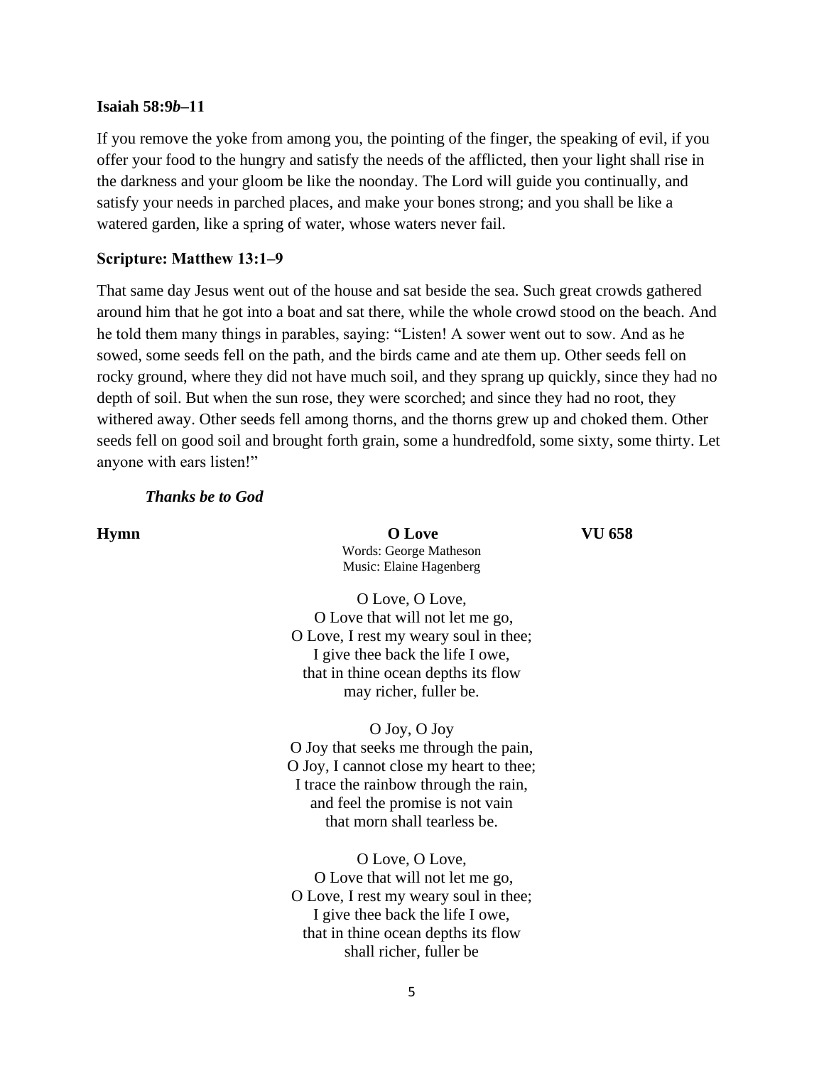**Isaiah 58:9*b*–11**

If you remove the yoke from among you, the pointing of the finger, the speaking of evil, if you offer your food to the hungry and satisfy the needs of the afflicted, then your light shall rise in the darkness and your gloom be like the noonday. The Lord will guide you continually, and satisfy your needs in parched places, and make your bones strong; and you shall be like a watered garden, like a spring of water, whose waters never fail.

**Scripture: Matthew 13:1–9**

That same day Jesus went out of the house and sat beside the sea. Such great crowds gathered around him that he got into a boat and sat there, while the whole crowd stood on the beach. And he told them many things in parables, saying: "Listen! A sower went out to sow. And as he sowed, some seeds fell on the path, and the birds came and ate them up. Other seeds fell on rocky ground, where they did not have much soil, and they sprang up quickly, since they had no depth of soil. But when the sun rose, they were scorched; and since they had no root, they withered away. Other seeds fell among thorns, and the thorns grew up and choked them. Other seeds fell on good soil and brought forth grain, some a hundredfold, some sixty, some thirty. Let anyone with ears listen!"

***Thanks be to God***

**Hymn** **O Love** **VU 658**

Words: George Matheson
Music: Elaine Hagenberg

O Love, O Love,
O Love that will not let me go,
O Love, I rest my weary soul in thee;
I give thee back the life I owe,
that in thine ocean depths its flow
may richer, fuller be.

O Joy, O Joy
O Joy that seeks me through the pain,
O Joy, I cannot close my heart to thee;
I trace the rainbow through the rain,
and feel the promise is not vain
that morn shall tearless be.

O Love, O Love,
O Love that will not let me go,
O Love, I rest my weary soul in thee;
I give thee back the life I owe,
that in thine ocean depths its flow
shall richer, fuller be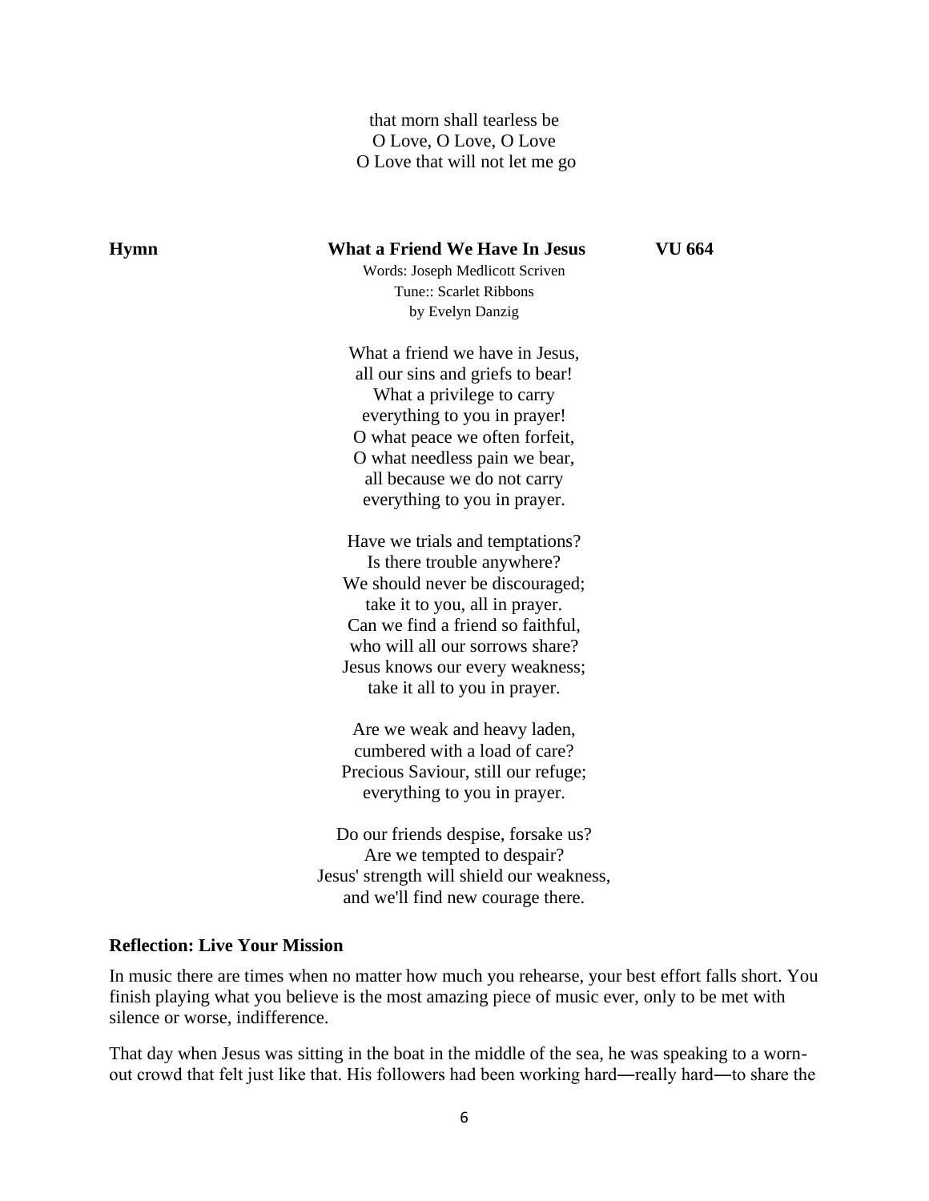that morn shall tearless be
O Love, O Love, O Love
O Love that will not let me go

**Hymn** **What a Friend We Have In Jesus** **VU 664**

Words: Joseph Medlicott Scriven
Tune:: Scarlet Ribbons
by Evelyn Danzig

What a friend we have in Jesus,
all our sins and griefs to bear!
What a privilege to carry
everything to you in prayer!
O what peace we often forfeit,
O what needless pain we bear,
all because we do not carry
everything to you in prayer.

Have we trials and temptations?
Is there trouble anywhere?
We should never be discouraged;
take it to you, all in prayer.
Can we find a friend so faithful,
who will all our sorrows share?
Jesus knows our every weakness;
take it all to you in prayer.

Are we weak and heavy laden,
cumbered with a load of care?
Precious Saviour, still our refuge;
everything to you in prayer.

Do our friends despise, forsake us?
Are we tempted to despair?
Jesus' strength will shield our weakness,
and we'll find new courage there.

**Reflection: Live Your Mission**

In music there are times when no matter how much you rehearse, your best effort falls short. You finish playing what you believe is the most amazing piece of music ever, only to be met with silence or worse, indifference.

That day when Jesus was sitting in the boat in the middle of the sea, he was speaking to a worn-out crowd that felt just like that. His followers had been working hard—really hard—to share the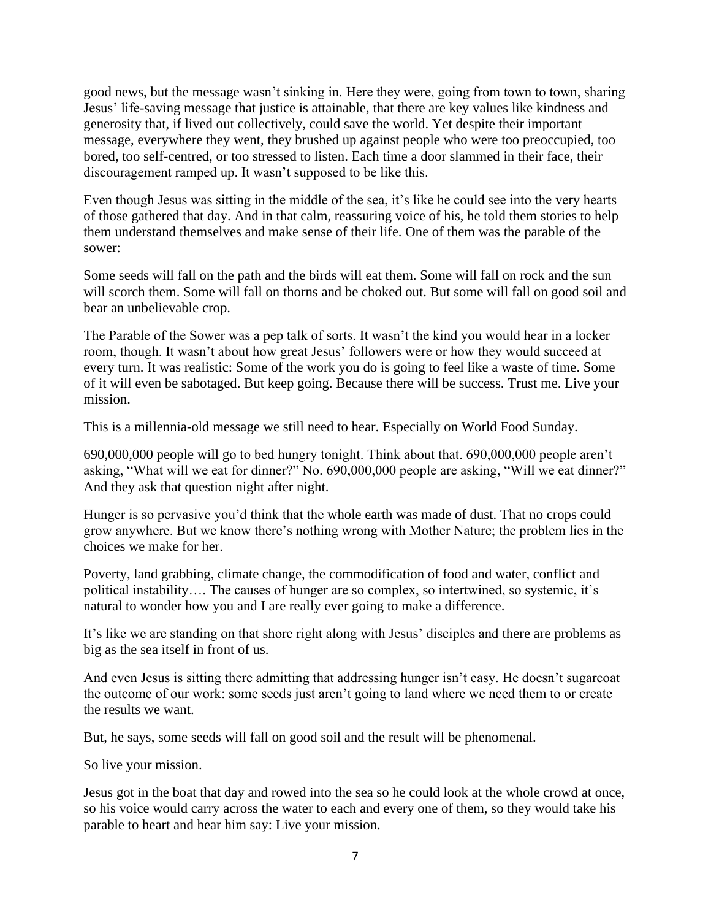good news, but the message wasn't sinking in. Here they were, going from town to town, sharing Jesus' life-saving message that justice is attainable, that there are key values like kindness and generosity that, if lived out collectively, could save the world. Yet despite their important message, everywhere they went, they brushed up against people who were too preoccupied, too bored, too self-centred, or too stressed to listen. Each time a door slammed in their face, their discouragement ramped up. It wasn't supposed to be like this.

Even though Jesus was sitting in the middle of the sea, it's like he could see into the very hearts of those gathered that day. And in that calm, reassuring voice of his, he told them stories to help them understand themselves and make sense of their life. One of them was the parable of the sower:

Some seeds will fall on the path and the birds will eat them. Some will fall on rock and the sun will scorch them. Some will fall on thorns and be choked out. But some will fall on good soil and bear an unbelievable crop.

The Parable of the Sower was a pep talk of sorts. It wasn't the kind you would hear in a locker room, though. It wasn't about how great Jesus' followers were or how they would succeed at every turn. It was realistic: Some of the work you do is going to feel like a waste of time. Some of it will even be sabotaged. But keep going. Because there will be success. Trust me. Live your mission.

This is a millennia-old message we still need to hear. Especially on World Food Sunday.

690,000,000 people will go to bed hungry tonight. Think about that. 690,000,000 people aren't asking, "What will we eat for dinner?" No. 690,000,000 people are asking, "Will we eat dinner?" And they ask that question night after night.

Hunger is so pervasive you'd think that the whole earth was made of dust. That no crops could grow anywhere. But we know there's nothing wrong with Mother Nature; the problem lies in the choices we make for her.

Poverty, land grabbing, climate change, the commodification of food and water, conflict and political instability…. The causes of hunger are so complex, so intertwined, so systemic, it's natural to wonder how you and I are really ever going to make a difference.

It's like we are standing on that shore right along with Jesus' disciples and there are problems as big as the sea itself in front of us.

And even Jesus is sitting there admitting that addressing hunger isn't easy. He doesn't sugarcoat the outcome of our work: some seeds just aren't going to land where we need them to or create the results we want.

But, he says, some seeds will fall on good soil and the result will be phenomenal.

So live your mission.

Jesus got in the boat that day and rowed into the sea so he could look at the whole crowd at once, so his voice would carry across the water to each and every one of them, so they would take his parable to heart and hear him say: Live your mission.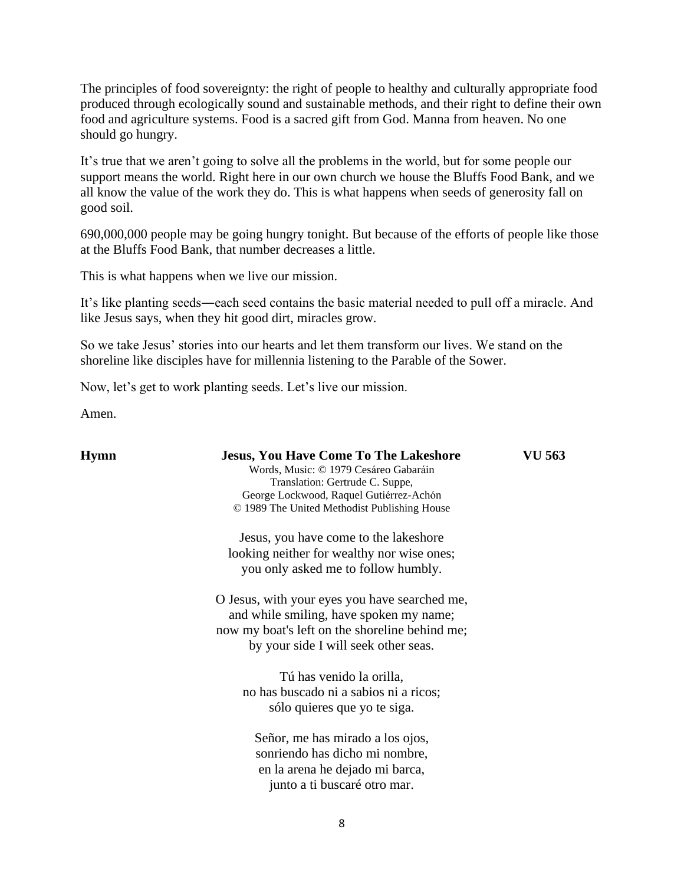The principles of food sovereignty: the right of people to healthy and culturally appropriate food produced through ecologically sound and sustainable methods, and their right to define their own food and agriculture systems. Food is a sacred gift from God. Manna from heaven. No one should go hungry.

It's true that we aren't going to solve all the problems in the world, but for some people our support means the world. Right here in our own church we house the Bluffs Food Bank, and we all know the value of the work they do. This is what happens when seeds of generosity fall on good soil.

690,000,000 people may be going hungry tonight. But because of the efforts of people like those at the Bluffs Food Bank, that number decreases a little.

This is what happens when we live our mission.

It's like planting seeds—each seed contains the basic material needed to pull off a miracle. And like Jesus says, when they hit good dirt, miracles grow.

So we take Jesus' stories into our hearts and let them transform our lives. We stand on the shoreline like disciples have for millennia listening to the Parable of the Sower.

Now, let's get to work planting seeds. Let's live our mission.

Amen.

**Hymn** **Jesus, You Have Come To The Lakeshore** **VU 563**

Words, Music: © 1979 Cesáreo Gabaráin
Translation: Gertrude C. Suppe,
George Lockwood, Raquel Gutiérrez-Achón
© 1989 The United Methodist Publishing House

Jesus, you have come to the lakeshore
looking neither for wealthy nor wise ones;
you only asked me to follow humbly.

O Jesus, with your eyes you have searched me,
and while smiling, have spoken my name;
now my boat's left on the shoreline behind me;
by your side I will seek other seas.

Tú has venido la orilla,
no has buscado ni a sabios ni a ricos;
sólo quieres que yo te siga.

Señor, me has mirado a los ojos,
sonriendo has dicho mi nombre,
en la arena he dejado mi barca,
junto a ti buscaré otro mar.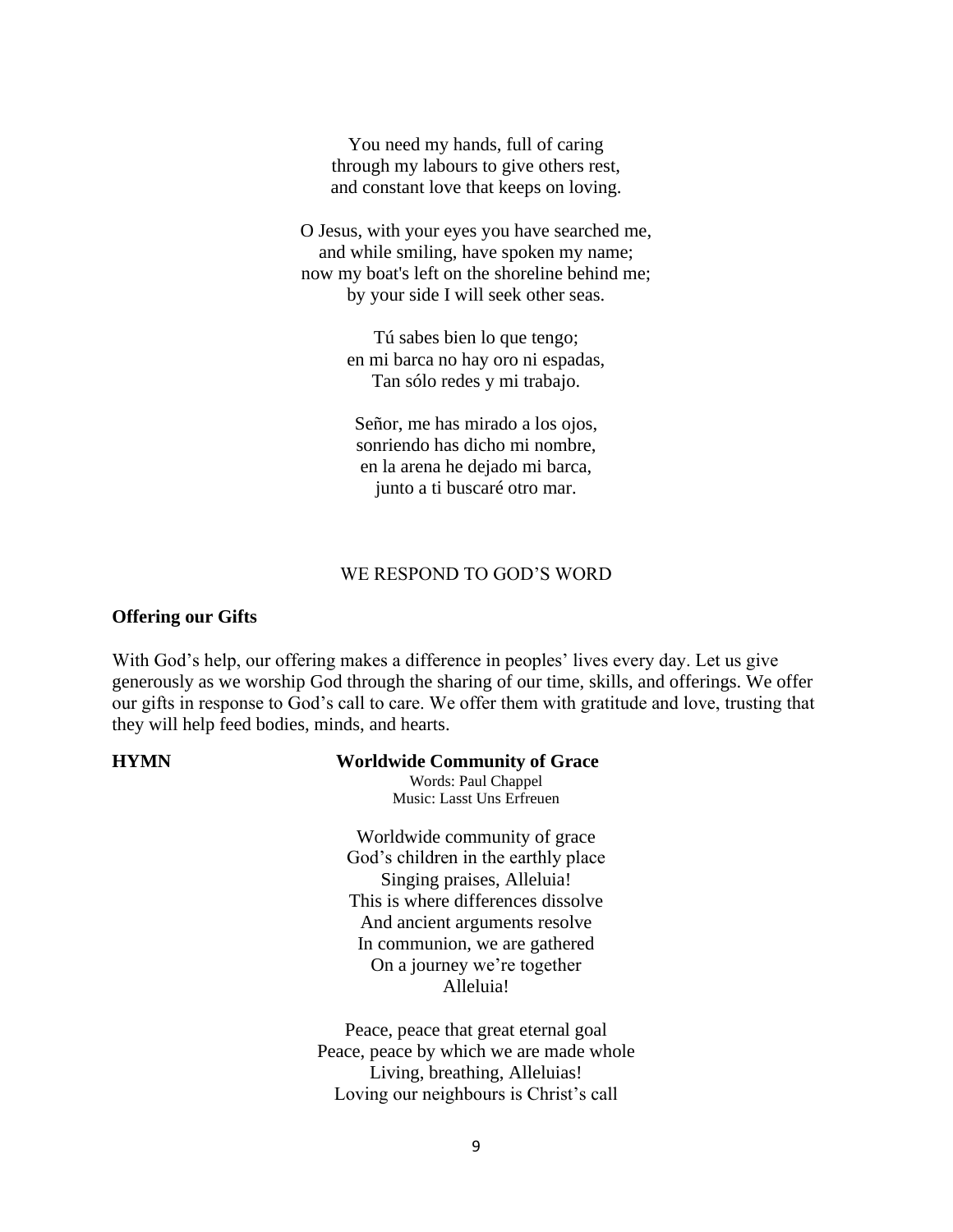You need my hands, full of caring  
through my labours to give others rest,  
and constant love that keeps on loving.

O Jesus, with your eyes you have searched me,  
and while smiling, have spoken my name;  
now my boat's left on the shoreline behind me;  
by your side I will seek other seas.

Tú sabes bien lo que tengo;  
en mi barca no hay oro ni espadas,  
Tan sólo redes y mi trabajo.

Señor, me has mirado a los ojos,  
sonriendo has dicho mi nombre,  
en la arena he dejado mi barca,  
junto a ti buscaré otro mar.

## WE RESPOND TO GOD'S WORD

**Offering our Gifts**

With God's help, our offering makes a difference in peoples' lives every day. Let us give generously as we worship God through the sharing of our time, skills, and offerings. We offer our gifts in response to God's call to care. We offer them with gratitude and love, trusting that they will help feed bodies, minds, and hearts.

**HYMN** **Worldwide Community of Grace**

Words: Paul Chappel  
Music: Lasst Uns Erfreuen

Worldwide community of grace  
God's children in the earthly place  
Singing praises, Alleluia!  
This is where differences dissolve  
And ancient arguments resolve  
In communion, we are gathered  
On a journey we're together  
Alleluia!

Peace, peace that great eternal goal  
Peace, peace by which we are made whole  
Living, breathing, Alleluias!  
Loving our neighbours is Christ's call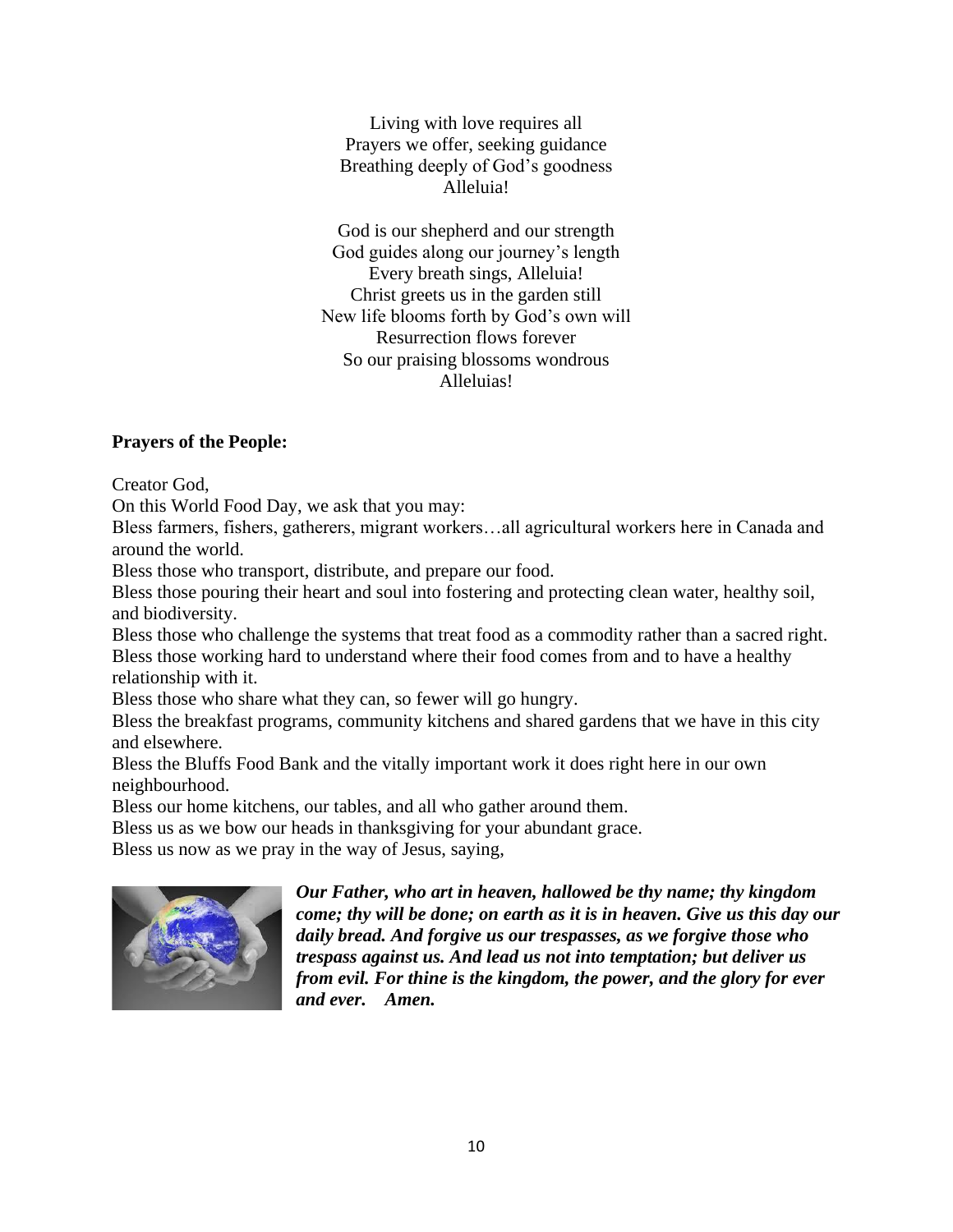Living with love requires all  
Prayers we offer, seeking guidance  
Breathing deeply of God's goodness  
Alleluia!

God is our shepherd and our strength  
God guides along our journey's length  
Every breath sings, Alleluia!  
Christ greets us in the garden still  
New life blooms forth by God's own will  
Resurrection flows forever  
So our praising blossoms wondrous  
Alleluias!

**Prayers of the People:**

Creator God,  
On this World Food Day, we ask that you may:  
Bless farmers, fishers, gatherers, migrant workers…all agricultural workers here in Canada and around the world.  
Bless those who transport, distribute, and prepare our food.  
Bless those pouring their heart and soul into fostering and protecting clean water, healthy soil, and biodiversity.  
Bless those who challenge the systems that treat food as a commodity rather than a sacred right.  
Bless those working hard to understand where their food comes from and to have a healthy relationship with it.  
Bless those who share what they can, so fewer will go hungry.  
Bless the breakfast programs, community kitchens and shared gardens that we have in this city and elsewhere.  
Bless the Bluffs Food Bank and the vitally important work it does right here in our own neighbourhood.  
Bless our home kitchens, our tables, and all who gather around them.  
Bless us as we bow our heads in thanksgiving for your abundant grace.  
Bless us now as we pray in the way of Jesus, saying,

***Our Father, who art in heaven, hallowed be thy name; thy kingdom come; thy will be done; on earth as it is in heaven. Give us this day our daily bread. And forgive us our trespasses, as we forgive those who trespass against us. And lead us not into temptation; but deliver us from evil. For thine is the kingdom, the power, and the glory for ever and ever. Amen.***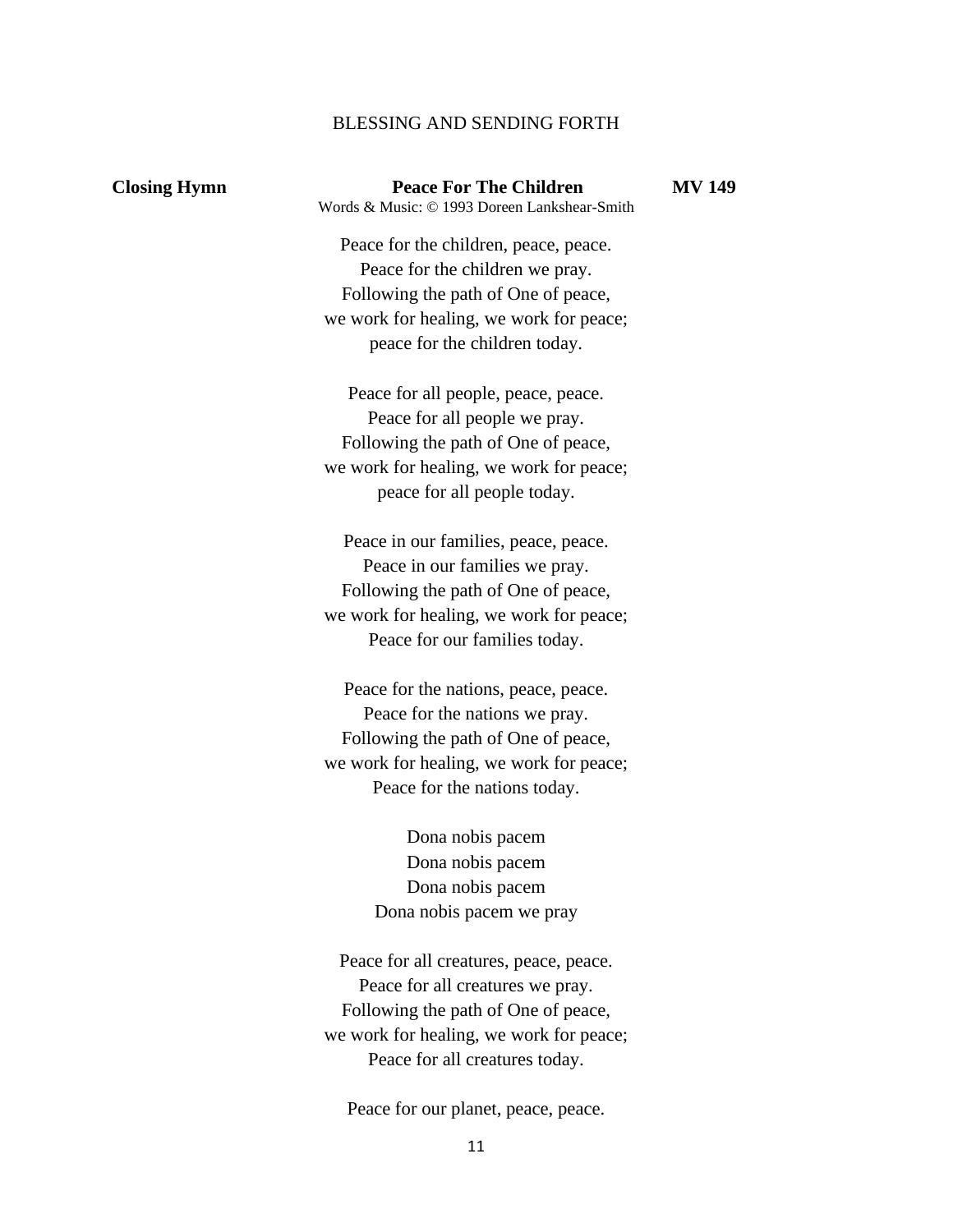## BLESSING AND SENDING FORTH

**Closing Hymn** **Peace For The Children** **MV 149**

Words & Music: © 1993 Doreen Lankshear-Smith

Peace for the children, peace, peace.
Peace for the children we pray.
Following the path of One of peace,
we work for healing, we work for peace;
peace for the children today.

Peace for all people, peace, peace.
Peace for all people we pray.
Following the path of One of peace,
we work for healing, we work for peace;
peace for all people today.

Peace in our families, peace, peace.
Peace in our families we pray.
Following the path of One of peace,
we work for healing, we work for peace;
Peace for our families today.

Peace for the nations, peace, peace.
Peace for the nations we pray.
Following the path of One of peace,
we work for healing, we work for peace;
Peace for the nations today.

Dona nobis pacem
Dona nobis pacem
Dona nobis pacem
Dona nobis pacem we pray

Peace for all creatures, peace, peace.
Peace for all creatures we pray.
Following the path of One of peace,
we work for healing, we work for peace;
Peace for all creatures today.

Peace for our planet, peace, peace.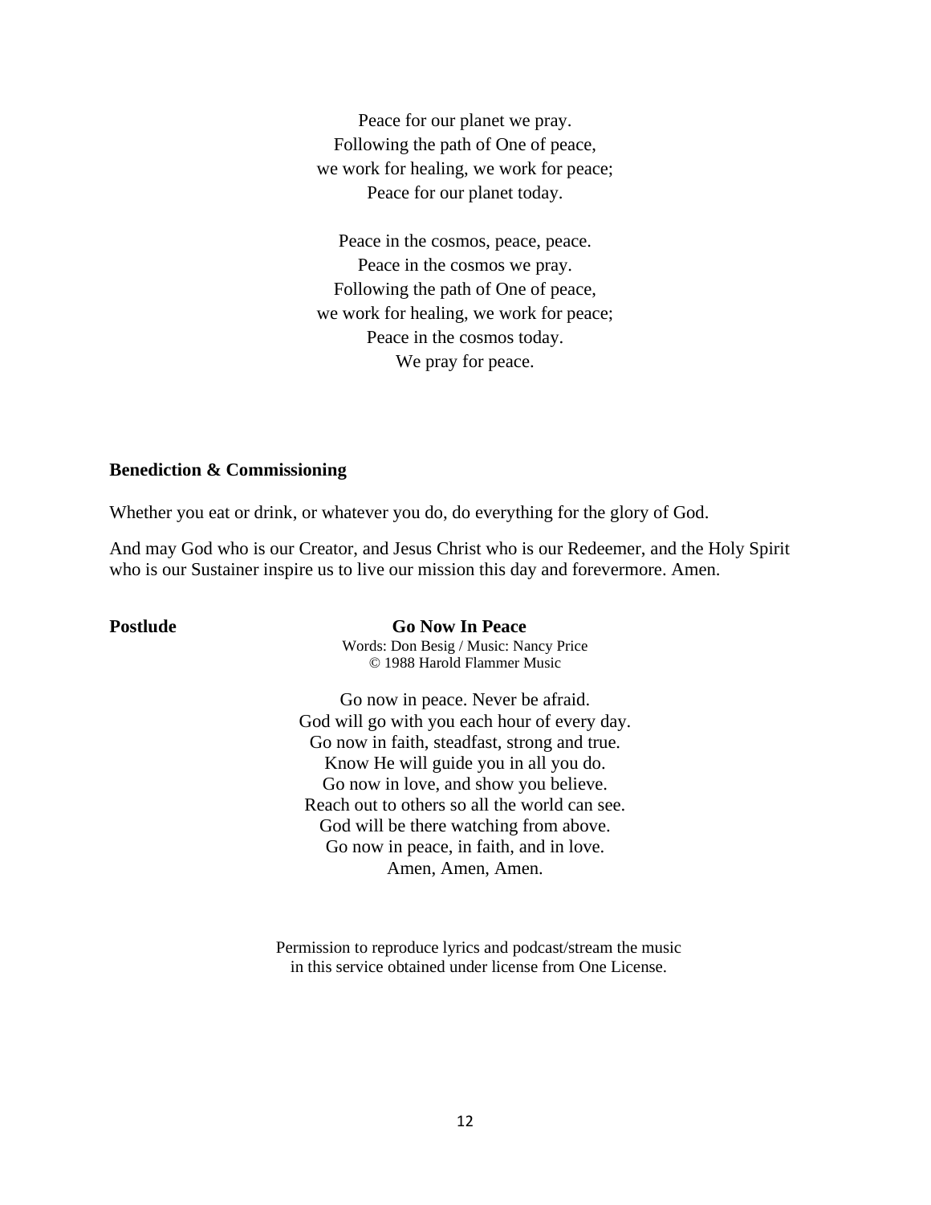Peace for our planet we pray.
Following the path of One of peace,
we work for healing, we work for peace;
Peace for our planet today.

Peace in the cosmos, peace, peace.
Peace in the cosmos we pray.
Following the path of One of peace,
we work for healing, we work for peace;
Peace in the cosmos today.
We pray for peace.

**Benediction & Commissioning**

Whether you eat or drink, or whatever you do, do everything for the glory of God.

And may God who is our Creator, and Jesus Christ who is our Redeemer, and the Holy Spirit who is our Sustainer inspire us to live our mission this day and forevermore. Amen.

**Postlude** **Go Now In Peace**

Words: Don Besig / Music: Nancy Price
© 1988 Harold Flammer Music

Go now in peace. Never be afraid.
God will go with you each hour of every day.
Go now in faith, steadfast, strong and true.
Know He will guide you in all you do.
Go now in love, and show you believe.
Reach out to others so all the world can see.
God will be there watching from above.
Go now in peace, in faith, and in love.
Amen, Amen, Amen.

Permission to reproduce lyrics and podcast/stream the music
in this service obtained under license from One License.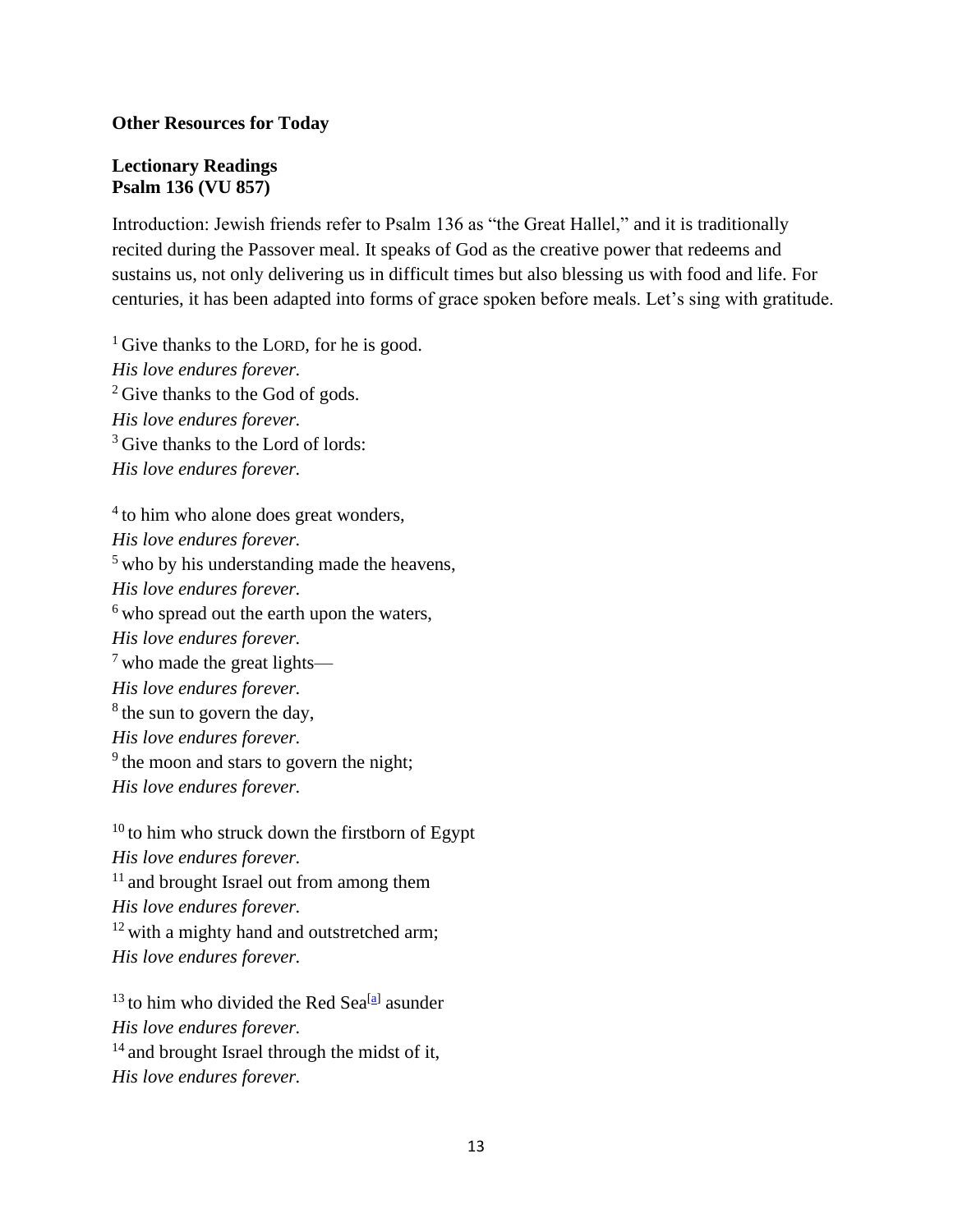**Other Resources for Today**

**Lectionary Readings**
**Psalm 136 (VU 857)**

Introduction: Jewish friends refer to Psalm 136 as "the Great Hallel," and it is traditionally recited during the Passover meal. It speaks of God as the creative power that redeems and sustains us, not only delivering us in difficult times but also blessing us with food and life. For centuries, it has been adapted into forms of grace spoken before meals. Let's sing with gratitude.

[1] Give thanks to the LORD, for he is good.
*His love endures forever.*
[2] Give thanks to the God of gods.
*His love endures forever.*
[3] Give thanks to the Lord of lords:
*His love endures forever.*

[4] to him who alone does great wonders,
*His love endures forever.*
[5] who by his understanding made the heavens,
*His love endures forever.*
[6] who spread out the earth upon the waters,
*His love endures forever.*
[7] who made the great lights—
*His love endures forever.*
[8] the sun to govern the day,
*His love endures forever.*
[9] the moon and stars to govern the night;
*His love endures forever.*

[10] to him who struck down the firstborn of Egypt
*His love endures forever.*
[11] and brought Israel out from among them
*His love endures forever.*
[12] with a mighty hand and outstretched arm;
*His love endures forever.*

[13] to him who divided the Red Sea[a] asunder
*His love endures forever.*
[14] and brought Israel through the midst of it,
*His love endures forever.*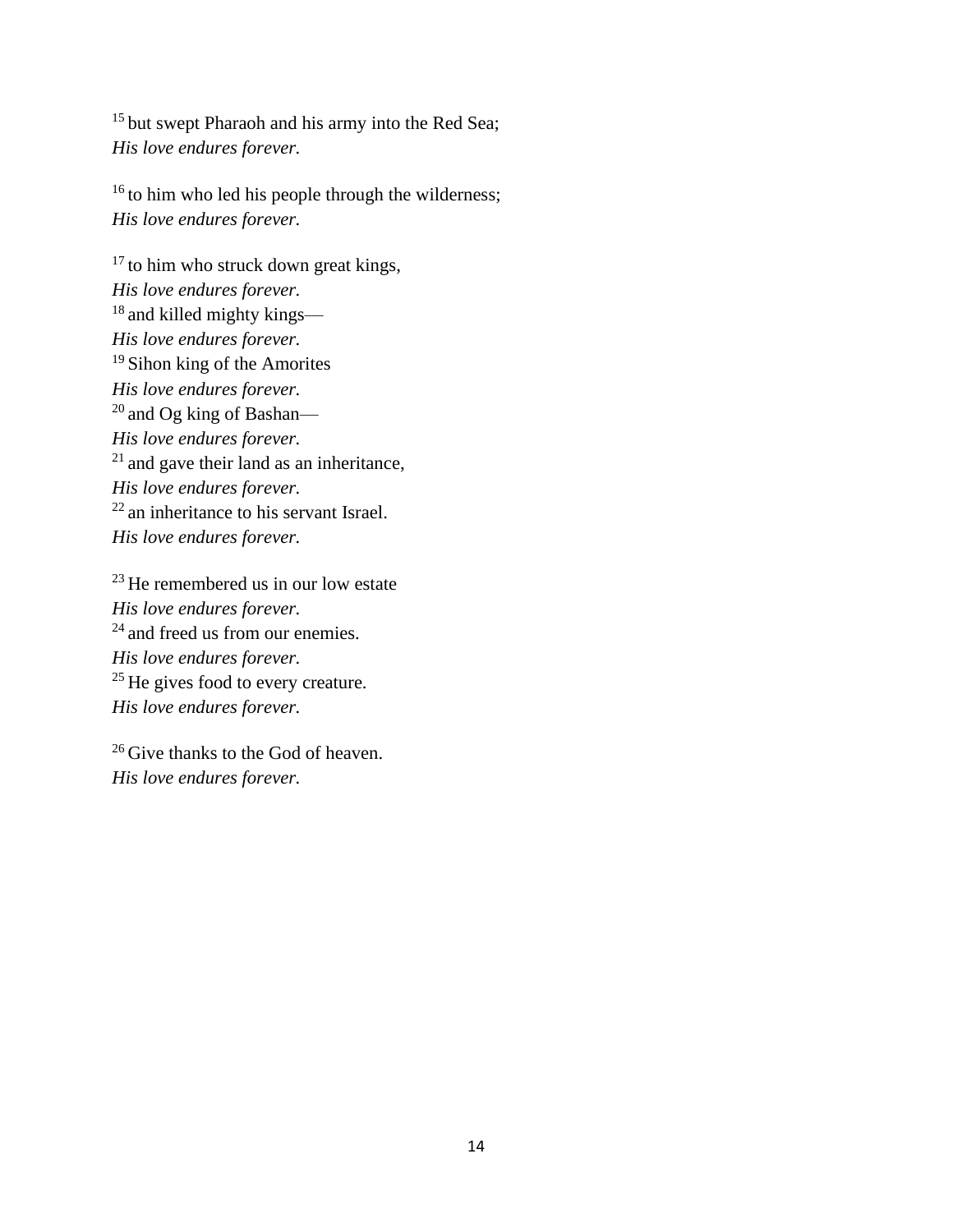[15] but swept Pharaoh and his army into the Red Sea;
*His love endures forever.*

[16] to him who led his people through the wilderness;
*His love endures forever.*

[17] to him who struck down great kings,
*His love endures forever.*
[18] and killed mighty kings—
*His love endures forever.*
[19] Sihon king of the Amorites
*His love endures forever.*
[20] and Og king of Bashan—
*His love endures forever.*
[21] and gave their land as an inheritance,
*His love endures forever.*
[22] an inheritance to his servant Israel.
*His love endures forever.*

[23] He remembered us in our low estate
*His love endures forever.*
[24] and freed us from our enemies.
*His love endures forever.*
[25] He gives food to every creature.
*His love endures forever.*

[26] Give thanks to the God of heaven.
*His love endures forever.*